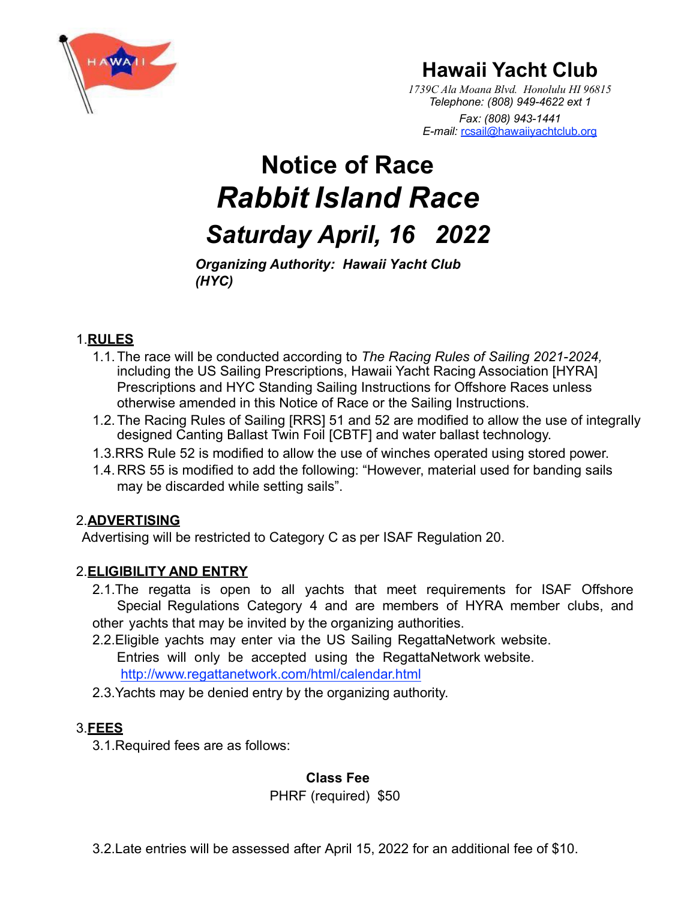# Hawaii Yacht Club

*1739C Ala Moana Blvd. Honolulu HI 96815*
*Telephone: (808) 949-4622 ext 1*
*Fax: (808) 943-1441*
*E-mail: rcsail@hawaiiyachtclub.org*

# Notice of Race

# *Rabbit Island Race*

## *Saturday April, 16 2022*

***Organizing Authority: Hawaii Yacht Club (HYC)***

1. **RULES**
   1.1. The race will be conducted according to *The Racing Rules of Sailing 2021-2024,* including the US Sailing Prescriptions, Hawaii Yacht Racing Association [HYRA] Prescriptions and HYC Standing Sailing Instructions for Offshore Races unless otherwise amended in this Notice of Race or the Sailing Instructions.
   1.2. The Racing Rules of Sailing [RRS] 51 and 52 are modified to allow the use of integrally designed Canting Ballast Twin Foil [CBTF] and water ballast technology.
   1.3. RRS Rule 52 is modified to allow the use of winches operated using stored power.
   1.4. RRS 55 is modified to add the following: "However, material used for banding sails may be discarded while setting sails".

2. **ADVERTISING**
   Advertising will be restricted to Category C as per ISAF Regulation 20.

2. **ELIGIBILITY AND ENTRY**
   2.1. The regatta is open to all yachts that meet requirements for ISAF Offshore Special Regulations Category 4 and are members of HYRA member clubs, and other yachts that may be invited by the organizing authorities.
   2.2. Eligible yachts may enter via the US Sailing RegattaNetwork website. Entries will only be accepted using the RegattaNetwork website. http://www.regattanetwork.com/html/calendar.html
   2.3. Yachts may be denied entry by the organizing authority.

3. **FEES**
   3.1. Required fees are as follows:

| Class | Fee |
|---|---|
| PHRF (required) | $50 |

   3.2. Late entries will be assessed after April 15, 2022 for an additional fee of $10.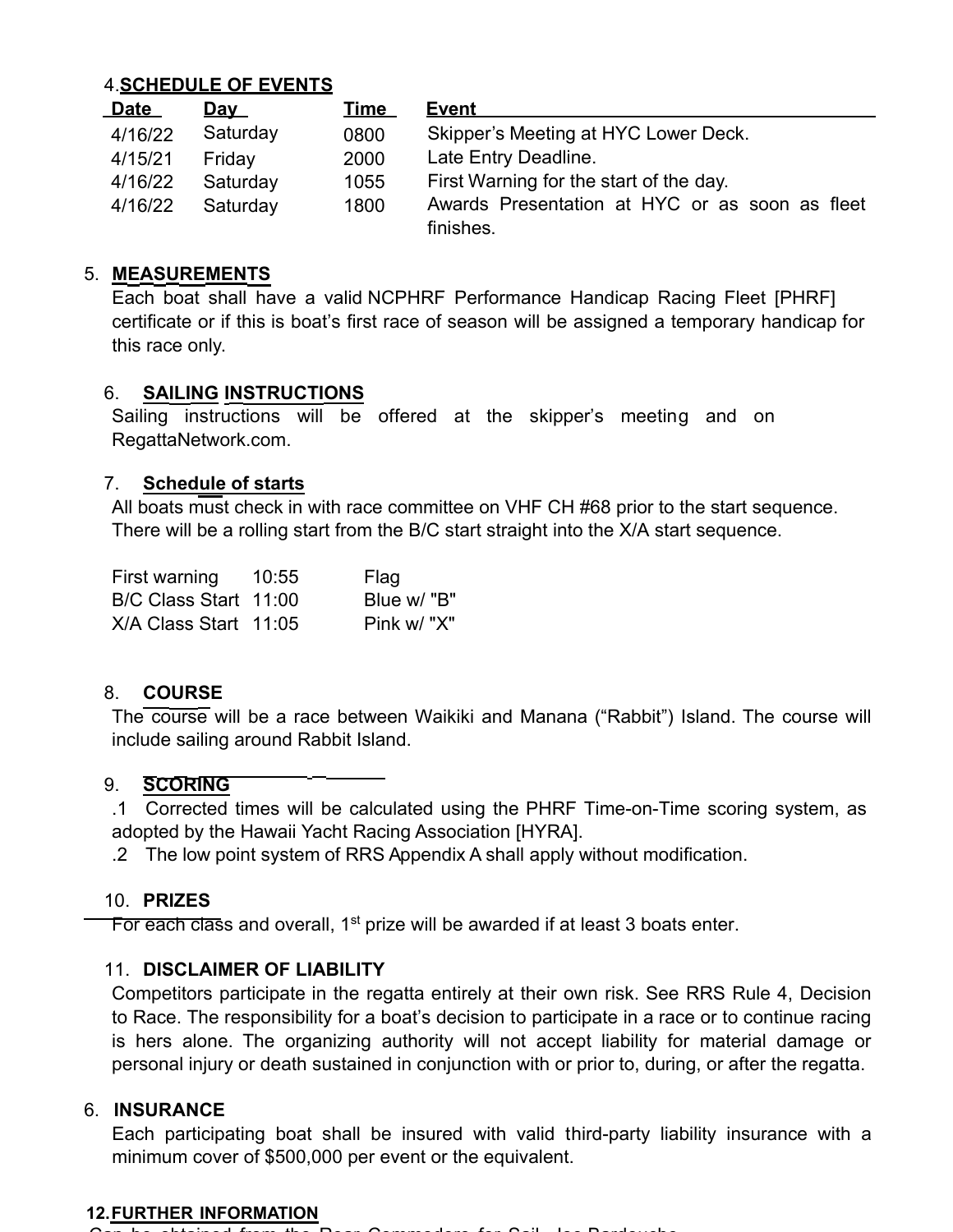## 4. SCHEDULE OF EVENTS

| Date | Day | Time | Event |
|---|---|---|---|
| 4/16/22 | Saturday | 0800 | Skipper's Meeting at HYC Lower Deck. |
| 4/15/21 | Friday | 2000 | Late Entry Deadline. |
| 4/16/22 | Saturday | 1055 | First Warning for the start of the day. |
| 4/16/22 | Saturday | 1800 | Awards Presentation at HYC or as soon as fleet finishes. |

## 5. MEASUREMENTS

Each boat shall have a valid NCPHRF Performance Handicap Racing Fleet [PHRF] certificate or if this is boat's first race of season will be assigned a temporary handicap for this race only.

## 6. SAILING INSTRUCTIONS

Sailing instructions will be offered at the skipper's meeting and on RegattaNetwork.com.

## 7. Schedule of starts

All boats must check in with race committee on VHF CH #68 prior to the start sequence. There will be a rolling start from the B/C start straight into the X/A start sequence.

| | | |
|---|---|---|
| First warning | 10:55 | Flag |
| B/C Class Start | 11:00 | Blue w/ "B" |
| X/A Class Start | 11:05 | Pink w/ "X" |

## 8. COURSE

The course will be a race between Waikiki and Manana ("Rabbit") Island. The course will include sailing around Rabbit Island.

## 9. SCORING

.1 Corrected times will be calculated using the PHRF Time-on-Time scoring system, as adopted by the Hawaii Yacht Racing Association [HYRA].

.2 The low point system of RRS Appendix A shall apply without modification.

## 10. PRIZES

For each class and overall, 1st prize will be awarded if at least 3 boats enter.

## 11. DISCLAIMER OF LIABILITY

Competitors participate in the regatta entirely at their own risk. See RRS Rule 4, Decision to Race. The responsibility for a boat's decision to participate in a race or to continue racing is hers alone. The organizing authority will not accept liability for material damage or personal injury or death sustained in conjunction with or prior to, during, or after the regatta.

## 6. INSURANCE

Each participating boat shall be insured with valid third-party liability insurance with a minimum cover of $500,000 per event or the equivalent.

## 12. FURTHER INFORMATION